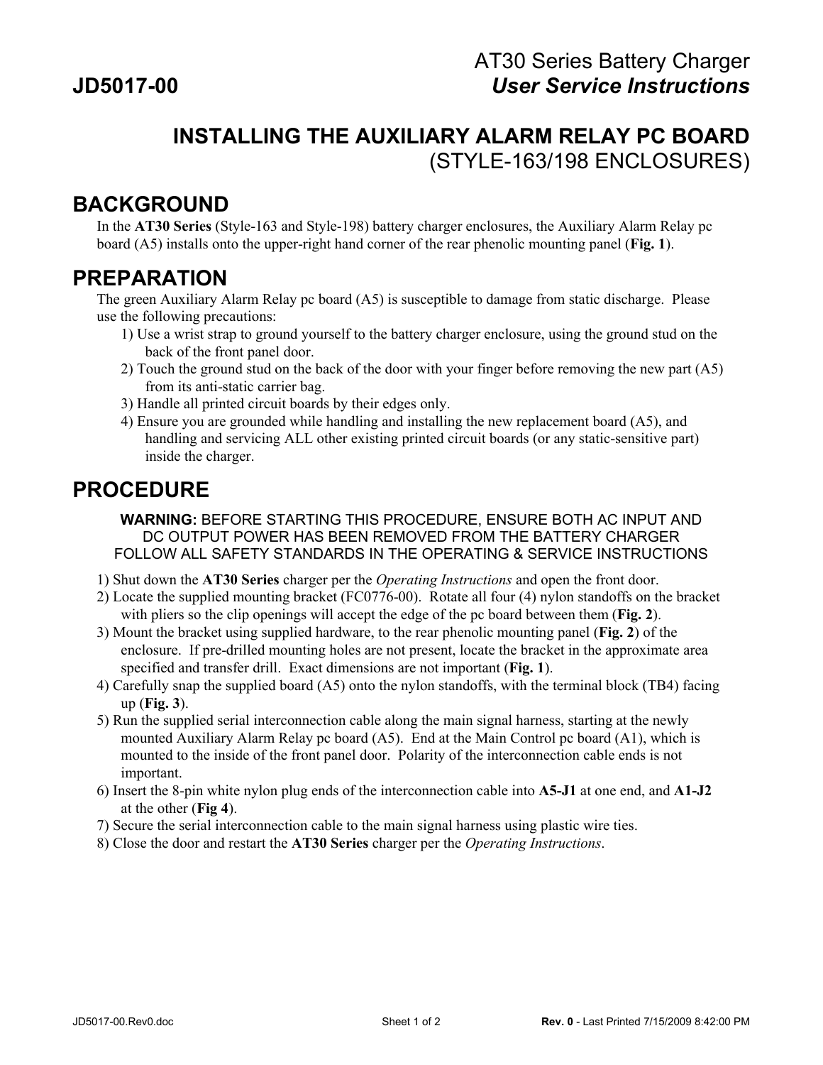# AT30 Series Battery Charger

**JD5017-00** ***User Service Instructions***

## INSTALLING THE AUXILIARY ALARM RELAY PC BOARD
(STYLE-163/198 ENCLOSURES)

## BACKGROUND

In the **AT30 Series** (Style-163 and Style-198) battery charger enclosures, the Auxiliary Alarm Relay pc board (A5) installs onto the upper-right hand corner of the rear phenolic mounting panel (**Fig. 1**).

## PREPARATION

The green Auxiliary Alarm Relay pc board (A5) is susceptible to damage from static discharge. Please use the following precautions:

1) Use a wrist strap to ground yourself to the battery charger enclosure, using the ground stud on the back of the front panel door.
2) Touch the ground stud on the back of the door with your finger before removing the new part (A5) from its anti-static carrier bag.
3) Handle all printed circuit boards by their edges only.
4) Ensure you are grounded while handling and installing the new replacement board (A5), and handling and servicing ALL other existing printed circuit boards (or any static-sensitive part) inside the charger.

## PROCEDURE

**WARNING:** BEFORE STARTING THIS PROCEDURE, ENSURE BOTH AC INPUT AND DC OUTPUT POWER HAS BEEN REMOVED FROM THE BATTERY CHARGER FOLLOW ALL SAFETY STANDARDS IN THE OPERATING & SERVICE INSTRUCTIONS

1) Shut down the **AT30 Series** charger per the *Operating Instructions* and open the front door.
2) Locate the supplied mounting bracket (FC0776-00). Rotate all four (4) nylon standoffs on the bracket with pliers so the clip openings will accept the edge of the pc board between them (**Fig. 2**).
3) Mount the bracket using supplied hardware, to the rear phenolic mounting panel (**Fig. 2**) of the enclosure. If pre-drilled mounting holes are not present, locate the bracket in the approximate area specified and transfer drill. Exact dimensions are not important (**Fig. 1**).
4) Carefully snap the supplied board (A5) onto the nylon standoffs, with the terminal block (TB4) facing up (**Fig. 3**).
5) Run the supplied serial interconnection cable along the main signal harness, starting at the newly mounted Auxiliary Alarm Relay pc board (A5). End at the Main Control pc board (A1), which is mounted to the inside of the front panel door. Polarity of the interconnection cable ends is not important.
6) Insert the 8-pin white nylon plug ends of the interconnection cable into **A5-J1** at one end, and **A1-J2** at the other (**Fig 4**).
7) Secure the serial interconnection cable to the main signal harness using plastic wire ties.
8) Close the door and restart the **AT30 Series** charger per the *Operating Instructions*.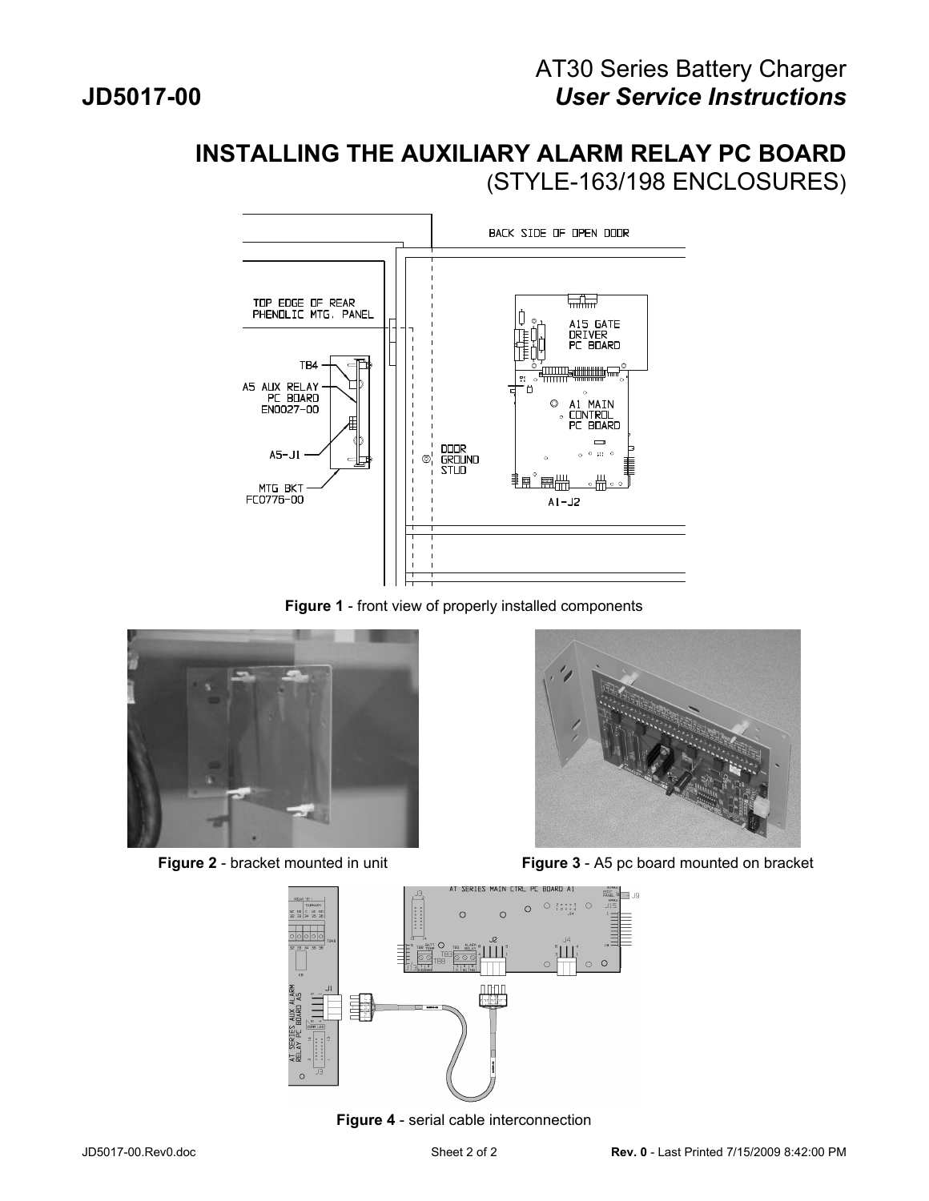# INSTALLING THE AUXILIARY ALARM RELAY PC BOARD
## (STYLE-163/198 ENCLOSURES)

BACK SIDE OF OPEN DOOR

TOP EDGE OF REAR PHENOLIC MTG. PANEL

TB4

A5 AUX RELAY PC BOARD EN0027-00

A5-J1

MTG BKT FC0776-00

DOOR GROUND STUD

A15 GATE DRIVER PC BOARD

A1 MAIN CONTROL PC BOARD

A1-J2

**Figure 1** - front view of properly installed components

**Figure 2** - bracket mounted in unit

**Figure 3** - A5 pc board mounted on bracket

AT SERIES MAIN CTRL PC BOARD A1

J3

J2

J4

J15

J9

TB8

TB3

J1

J3

AT SERIES AUX ALARM RELAY PC BOARD A5

**Figure 4** - serial cable interconnection